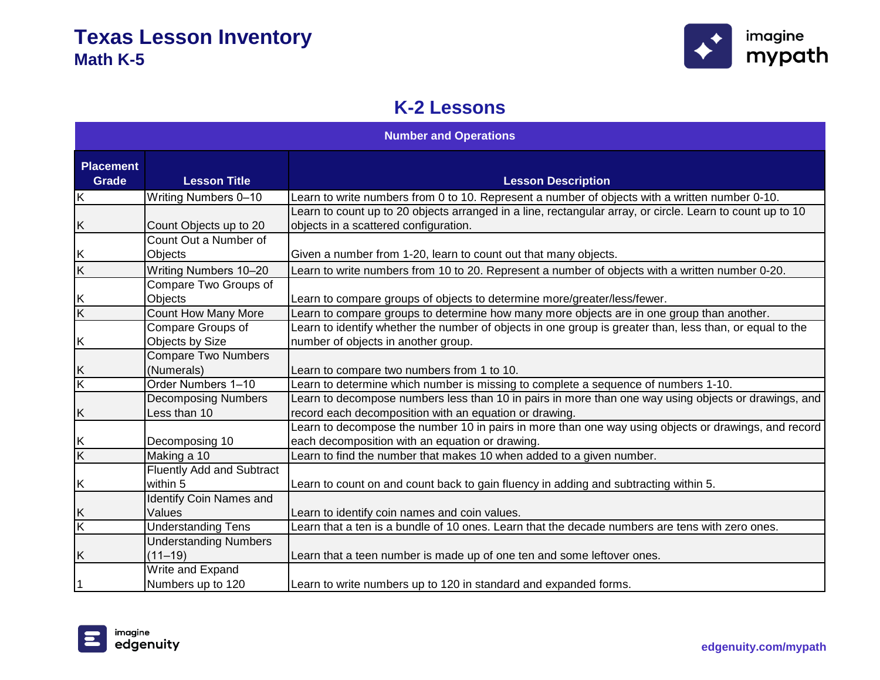# Texas Lesson Inventory
## Math K-5

## K-2 Lessons

### Number and Operations

| Placement Grade | Lesson Title | Lesson Description |
|---|---|---|
| K | Writing Numbers 0–10 | Learn to write numbers from 0 to 10. Represent a number of objects with a written number 0-10. |
| K | Count Objects up to 20 | Learn to count up to 20 objects arranged in a line, rectangular array, or circle. Learn to count up to 10 objects in a scattered configuration. |
| K | Count Out a Number of Objects | Given a number from 1-20, learn to count out that many objects. |
| K | Writing Numbers 10–20 | Learn to write numbers from 10 to 20. Represent a number of objects with a written number 0-20. |
| K | Compare Two Groups of Objects | Learn to compare groups of objects to determine more/greater/less/fewer. |
| K | Count How Many More | Learn to compare groups to determine how many more objects are in one group than another. |
| K | Compare Groups of Objects by Size | Learn to identify whether the number of objects in one group is greater than, less than, or equal to the number of objects in another group. |
| K | Compare Two Numbers (Numerals) | Learn to compare two numbers from 1 to 10. |
| K | Order Numbers 1–10 | Learn to determine which number is missing to complete a sequence of numbers 1-10. |
| K | Decomposing Numbers Less than 10 | Learn to decompose numbers less than 10 in pairs in more than one way using objects or drawings, and record each decomposition with an equation or drawing. |
| K | Decomposing 10 | Learn to decompose the number 10 in pairs in more than one way using objects or drawings, and record each decomposition with an equation or drawing. |
| K | Making a 10 | Learn to find the number that makes 10 when added to a given number. |
| K | Fluently Add and Subtract within 5 | Learn to count on and count back to gain fluency in adding and subtracting within 5. |
| K | Identify Coin Names and Values | Learn to identify coin names and coin values. |
| K | Understanding Tens | Learn that a ten is a bundle of 10 ones. Learn that the decade numbers are tens with zero ones. |
| K | Understanding Numbers (11–19) | Learn that a teen number is made up of one ten and some leftover ones. |
| 1 | Write and Expand Numbers up to 120 | Learn to write numbers up to 120 in standard and expanded forms. |

edgenuity.com/mypath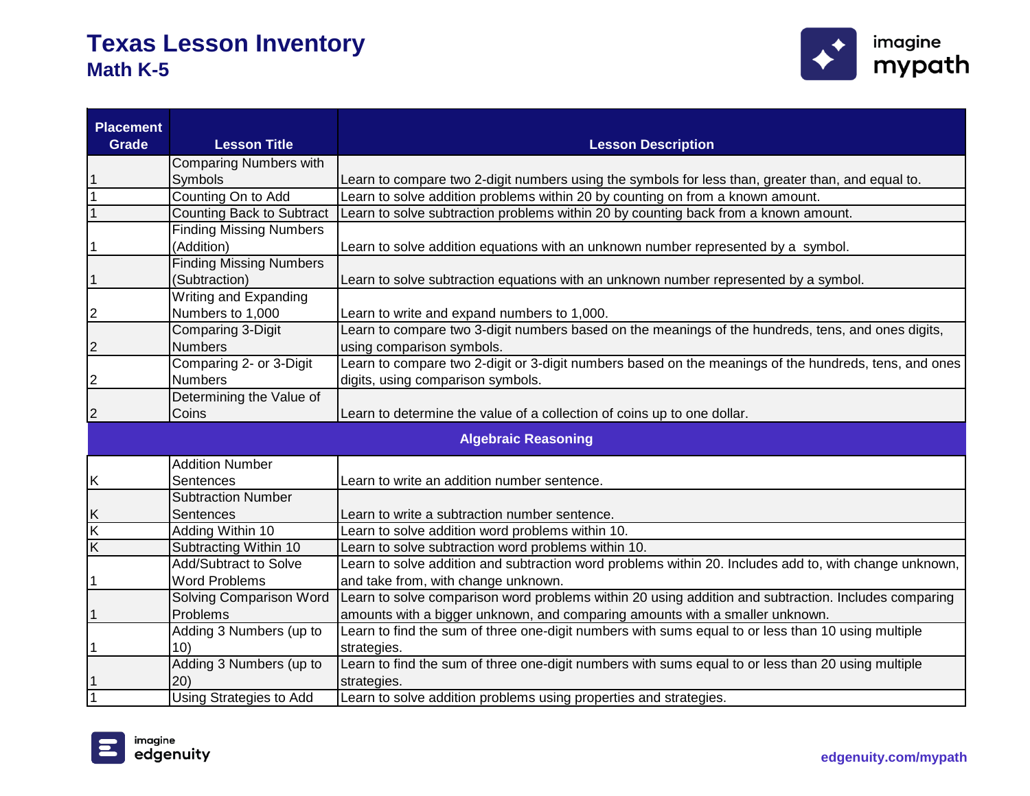# Texas Lesson Inventory
## Math K-5

| Placement Grade | Lesson Title | Lesson Description |
|---|---|---|
| 1 | Comparing Numbers with Symbols | Learn to compare two 2-digit numbers using the symbols for less than, greater than, and equal to. |
| 1 | Counting On to Add | Learn to solve addition problems within 20 by counting on from a known amount. |
| 1 | Counting Back to Subtract | Learn to solve subtraction problems within 20 by counting back from a known amount. |
| 1 | Finding Missing Numbers (Addition) | Learn to solve addition equations with an unknown number represented by a symbol. |
| 1 | Finding Missing Numbers (Subtraction) | Learn to solve subtraction equations with an unknown number represented by a symbol. |
| 2 | Writing and Expanding Numbers to 1,000 | Learn to write and expand numbers to 1,000. |
| 2 | Comparing 3-Digit Numbers | Learn to compare two 3-digit numbers based on the meanings of the hundreds, tens, and ones digits, using comparison symbols. |
| 2 | Comparing 2- or 3-Digit Numbers | Learn to compare two 2-digit or 3-digit numbers based on the meanings of the hundreds, tens, and ones digits, using comparison symbols. |
| 2 | Determining the Value of Coins | Learn to determine the value of a collection of coins up to one dollar. |
| **Algebraic Reasoning** | | |
| K | Addition Number Sentences | Learn to write an addition number sentence. |
| K | Subtraction Number Sentences | Learn to write a subtraction number sentence. |
| K | Adding Within 10 | Learn to solve addition word problems within 10. |
| K | Subtracting Within 10 | Learn to solve subtraction word problems within 10. |
| 1 | Add/Subtract to Solve Word Problems | Learn to solve addition and subtraction word problems within 20. Includes add to, with change unknown, and take from, with change unknown. |
| 1 | Solving Comparison Word Problems | Learn to solve comparison word problems within 20 using addition and subtraction. Includes comparing amounts with a bigger unknown, and comparing amounts with a smaller unknown. |
| 1 | Adding 3 Numbers (up to 10) | Learn to find the sum of three one-digit numbers with sums equal to or less than 10 using multiple strategies. |
| 1 | Adding 3 Numbers (up to 20) | Learn to find the sum of three one-digit numbers with sums equal to or less than 20 using multiple strategies. |
| 1 | Using Strategies to Add | Learn to solve addition problems using properties and strategies. |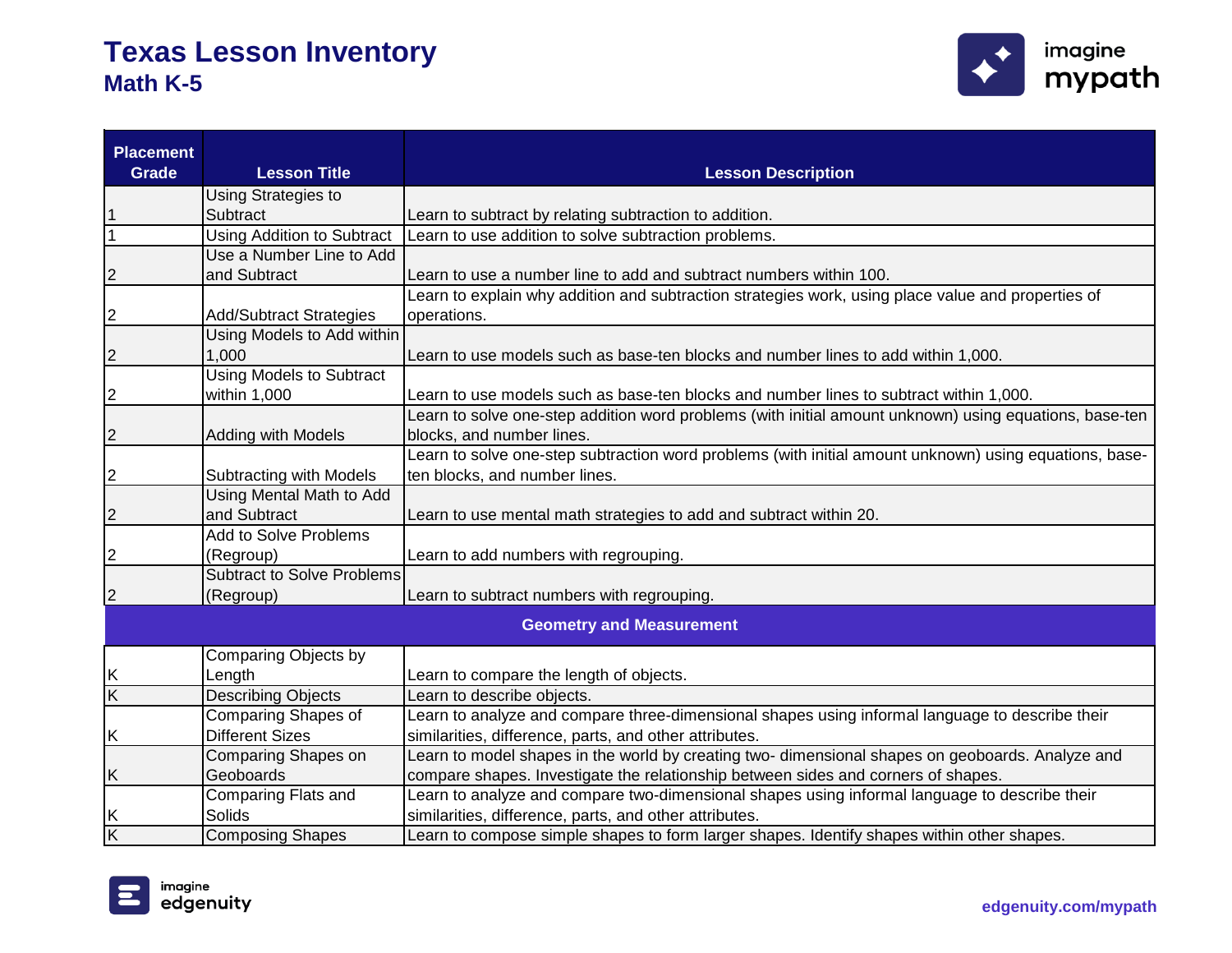# Texas Lesson Inventory
## Math K-5

| Placement Grade | Lesson Title | Lesson Description |
|---|---|---|
| 1 | Using Strategies to Subtract | Learn to subtract by relating subtraction to addition. |
| 1 | Using Addition to Subtract | Learn to use addition to solve subtraction problems. |
| 2 | Use a Number Line to Add and Subtract | Learn to use a number line to add and subtract numbers within 100. |
| 2 | Add/Subtract Strategies | Learn to explain why addition and subtraction strategies work, using place value and properties of operations. |
| 2 | Using Models to Add within 1,000 | Learn to use models such as base-ten blocks and number lines to add within 1,000. |
| 2 | Using Models to Subtract within 1,000 | Learn to use models such as base-ten blocks and number lines to subtract within 1,000. |
| 2 | Adding with Models | Learn to solve one-step addition word problems (with initial amount unknown) using equations, base-ten blocks, and number lines. |
| 2 | Subtracting with Models | Learn to solve one-step subtraction word problems (with initial amount unknown) using equations, base-ten blocks, and number lines. |
| 2 | Using Mental Math to Add and Subtract | Learn to use mental math strategies to add and subtract within 20. |
| 2 | Add to Solve Problems (Regroup) | Learn to add numbers with regrouping. |
| 2 | Subtract to Solve Problems (Regroup) | Learn to subtract numbers with regrouping. |
| **Geometry and Measurement** | | |
| K | Comparing Objects by Length | Learn to compare the length of objects. |
| K | Describing Objects | Learn to describe objects. |
| K | Comparing Shapes of Different Sizes | Learn to analyze and compare three-dimensional shapes using informal language to describe their similarities, difference, parts, and other attributes. |
| K | Comparing Shapes on Geoboards | Learn to model shapes in the world by creating two- dimensional shapes on geoboards. Analyze and compare shapes. Investigate the relationship between sides and corners of shapes. |
| K | Comparing Flats and Solids | Learn to analyze and compare two-dimensional shapes using informal language to describe their similarities, difference, parts, and other attributes. |
| K | Composing Shapes | Learn to compose simple shapes to form larger shapes. Identify shapes within other shapes. |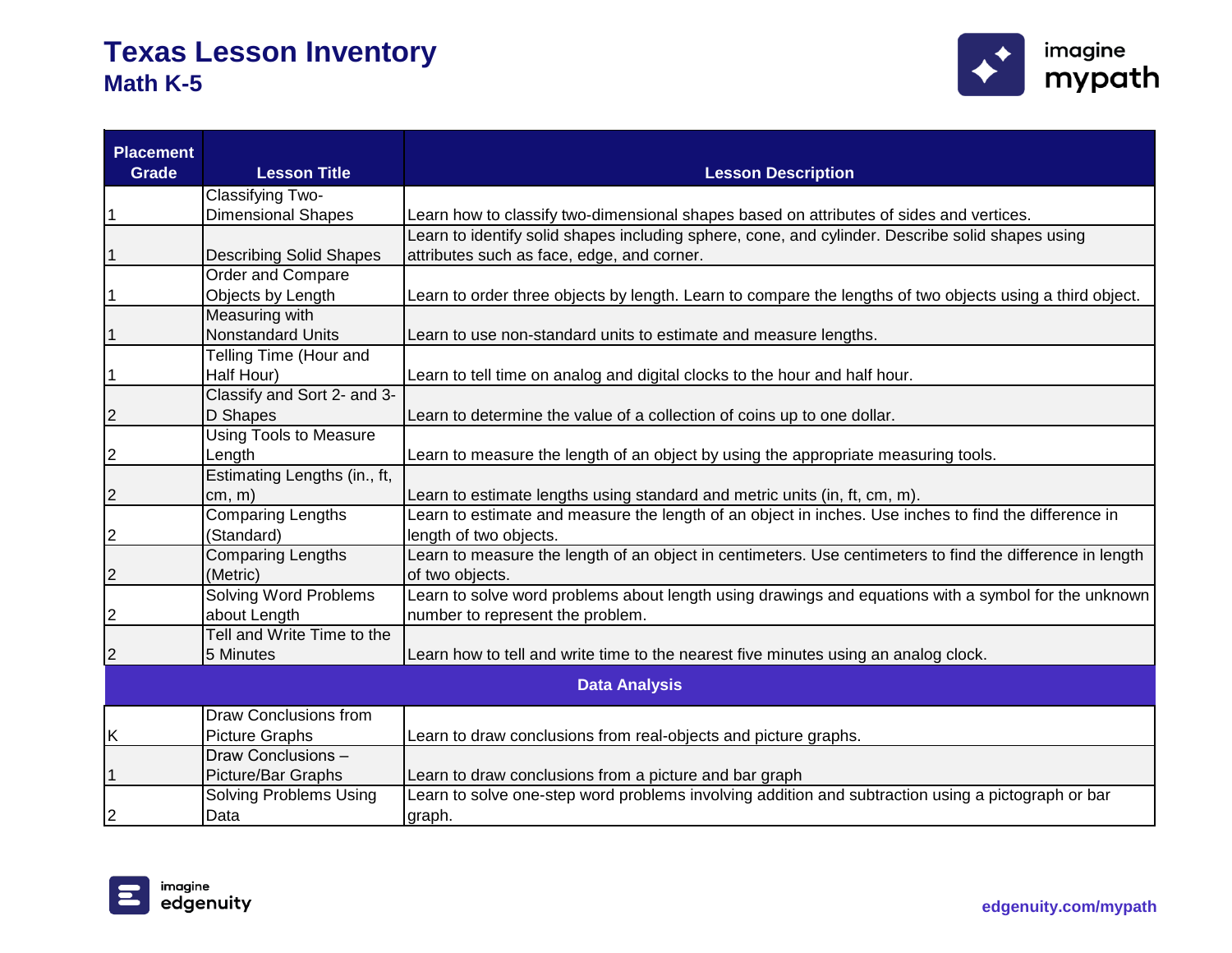# Texas Lesson Inventory
## Math K-5

| Placement Grade | Lesson Title | Lesson Description |
|---|---|---|
| 1 | Classifying Two-Dimensional Shapes | Learn how to classify two-dimensional shapes based on attributes of sides and vertices. |
| 1 | Describing Solid Shapes | Learn to identify solid shapes including sphere, cone, and cylinder. Describe solid shapes using attributes such as face, edge, and corner. |
| 1 | Order and Compare Objects by Length | Learn to order three objects by length. Learn to compare the lengths of two objects using a third object. |
| 1 | Measuring with Nonstandard Units | Learn to use non-standard units to estimate and measure lengths. |
| 1 | Telling Time (Hour and Half Hour) | Learn to tell time on analog and digital clocks to the hour and half hour. |
| 2 | Classify and Sort 2- and 3-D Shapes | Learn to determine the value of a collection of coins up to one dollar. |
| 2 | Using Tools to Measure Length | Learn to measure the length of an object by using the appropriate measuring tools. |
| 2 | Estimating Lengths (in., ft, cm, m) | Learn to estimate lengths using standard and metric units (in, ft, cm, m). |
| 2 | Comparing Lengths (Standard) | Learn to estimate and measure the length of an object in inches. Use inches to find the difference in length of two objects. |
| 2 | Comparing Lengths (Metric) | Learn to measure the length of an object in centimeters. Use centimeters to find the difference in length of two objects. |
| 2 | Solving Word Problems about Length | Learn to solve word problems about length using drawings and equations with a symbol for the unknown number to represent the problem. |
| 2 | Tell and Write Time to the 5 Minutes | Learn how to tell and write time to the nearest five minutes using an analog clock. |
| **Data Analysis** | | |
| K | Draw Conclusions from Picture Graphs | Learn to draw conclusions from real-objects and picture graphs. |
| 1 | Draw Conclusions – Picture/Bar Graphs | Learn to draw conclusions from a picture and bar graph |
| 2 | Solving Problems Using Data | Learn to solve one-step word problems involving addition and subtraction using a pictograph or bar graph. |

edgenuity.com/mypath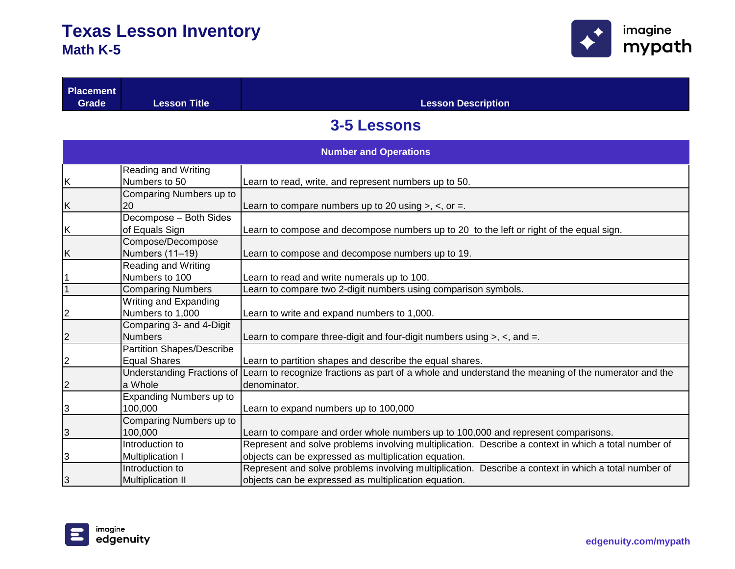# Texas Lesson Inventory

## Math K-5

| Placement Grade | Lesson Title | Lesson Description |
|---|---|---|
| **3-5 Lessons** | | |
| **Number and Operations** | | |
| K | Reading and Writing Numbers to 50 | Learn to read, write, and represent numbers up to 50. |
| K | Comparing Numbers up to 20 | Learn to compare numbers up to 20 using >, <, or =. |
| K | Decompose – Both Sides of Equals Sign | Learn to compose and decompose numbers up to 20 to the left or right of the equal sign. |
| K | Compose/Decompose Numbers (11–19) | Learn to compose and decompose numbers up to 19. |
| 1 | Reading and Writing Numbers to 100 | Learn to read and write numerals up to 100. |
| 1 | Comparing Numbers | Learn to compare two 2-digit numbers using comparison symbols. |
| 2 | Writing and Expanding Numbers to 1,000 | Learn to write and expand numbers to 1,000. |
| 2 | Comparing 3- and 4-Digit Numbers | Learn to compare three-digit and four-digit numbers using >, <, and =. |
| 2 | Partition Shapes/Describe Equal Shares | Learn to partition shapes and describe the equal shares. |
| 2 | Understanding Fractions of a Whole | Learn to recognize fractions as part of a whole and understand the meaning of the numerator and the denominator. |
| 3 | Expanding Numbers up to 100,000 | Learn to expand numbers up to 100,000 |
| 3 | Comparing Numbers up to 100,000 | Learn to compare and order whole numbers up to 100,000 and represent comparisons. |
| 3 | Introduction to Multiplication I | Represent and solve problems involving multiplication. Describe a context in which a total number of objects can be expressed as multiplication equation. |
| 3 | Introduction to Multiplication II | Represent and solve problems involving multiplication. Describe a context in which a total number of objects can be expressed as multiplication equation. |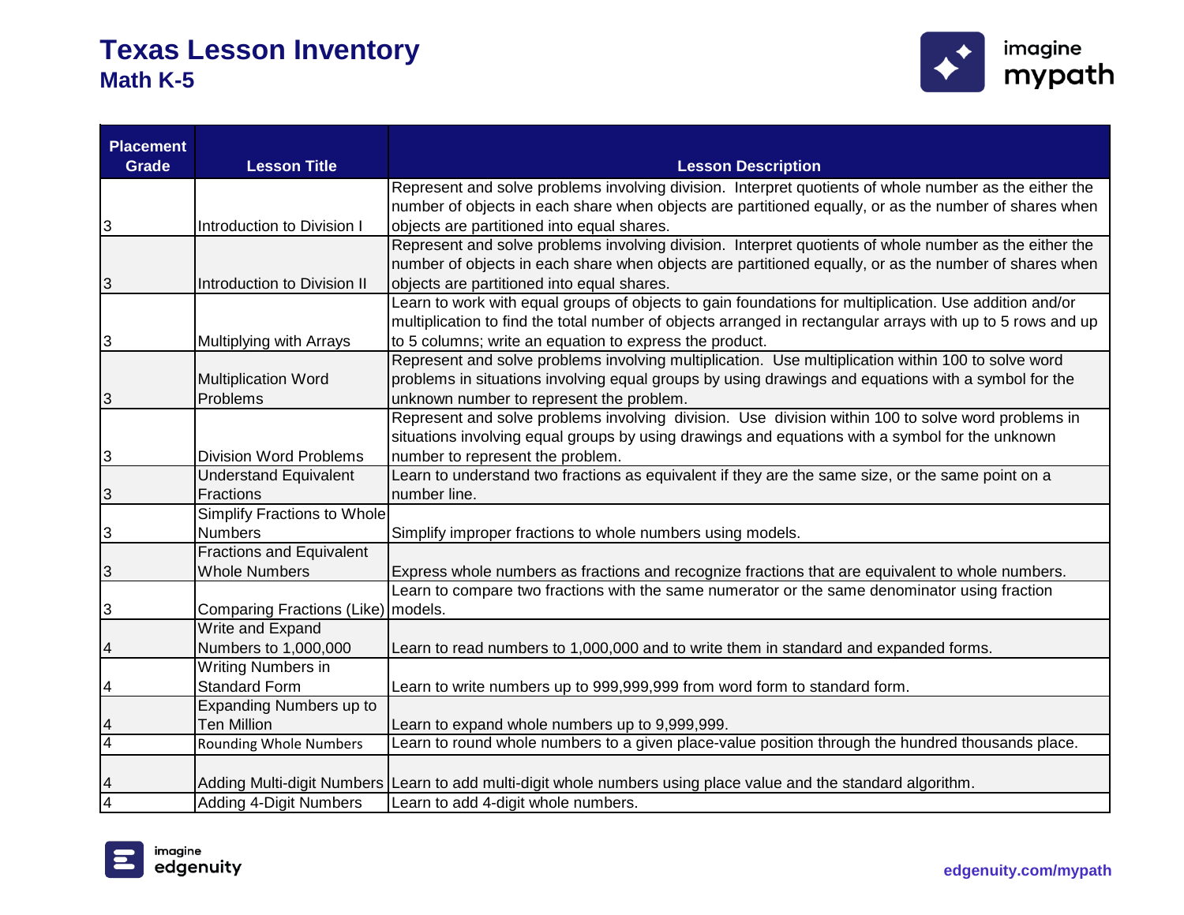# Texas Lesson Inventory
## Math K-5

| Placement Grade | Lesson Title | Lesson Description |
|---|---|---|
| 3 | Introduction to Division I | Represent and solve problems involving division.  Interpret quotients of whole number as the either the number of objects in each share when objects are partitioned equally, or as the number of shares when objects are partitioned into equal shares. |
| 3 | Introduction to Division II | Represent and solve problems involving division.  Interpret quotients of whole number as the either the number of objects in each share when objects are partitioned equally, or as the number of shares when objects are partitioned into equal shares. |
| 3 | Multiplying with Arrays | Learn to work with equal groups of objects to gain foundations for multiplication. Use addition and/or multiplication to find the total number of objects arranged in rectangular arrays with up to 5 rows and up to 5 columns; write an equation to express the product. |
| 3 | Multiplication Word Problems | Represent and solve problems involving multiplication.  Use multiplication within 100 to solve word problems in situations involving equal groups by using drawings and equations with a symbol for the unknown number to represent the problem. |
| 3 | Division Word Problems | Represent and solve problems involving  division.  Use  division within 100 to solve word problems in situations involving equal groups by using drawings and equations with a symbol for the unknown number to represent the problem. |
| 3 | Understand Equivalent Fractions | Learn to understand two fractions as equivalent if they are the same size, or the same point on a number line. |
| 3 | Simplify Fractions to Whole Numbers | Simplify improper fractions to whole numbers using models. |
| 3 | Fractions and Equivalent Whole Numbers | Express whole numbers as fractions and recognize fractions that are equivalent to whole numbers. |
| 3 | Comparing Fractions (Like) | Learn to compare two fractions with the same numerator or the same denominator using fraction models. |
| 4 | Write and Expand Numbers to 1,000,000 | Learn to read numbers to 1,000,000 and to write them in standard and expanded forms. |
| 4 | Writing Numbers in Standard Form | Learn to write numbers up to 999,999,999 from word form to standard form. |
| 4 | Expanding Numbers up to Ten Million | Learn to expand whole numbers up to 9,999,999. |
| 4 | Rounding Whole Numbers | Learn to round whole numbers to a given place-value position through the hundred thousands place. |
| 4 | Adding Multi-digit Numbers | Learn to add multi-digit whole numbers using place value and the standard algorithm. |
| 4 | Adding 4-Digit Numbers | Learn to add 4-digit whole numbers. |

edgenuity.com/mypath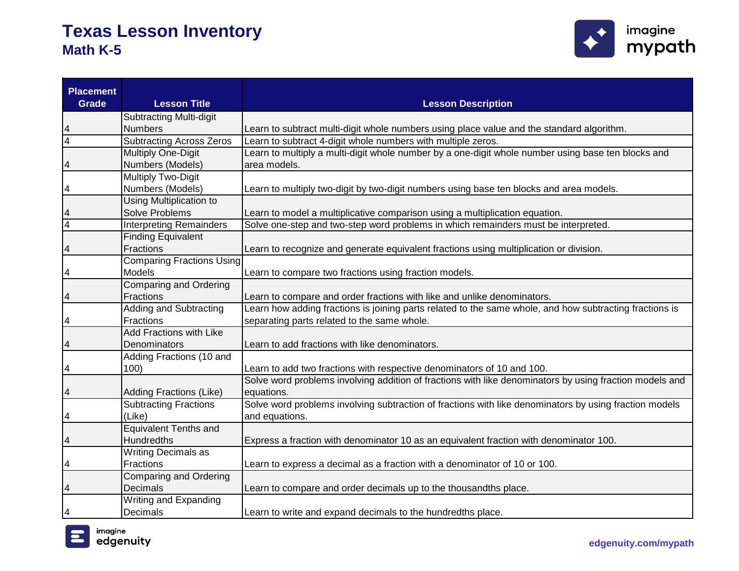# Texas Lesson Inventory

## Math K-5

| Placement Grade | Lesson Title | Lesson Description |
|---|---|---|
| 4 | Subtracting Multi-digit Numbers | Learn to subtract multi-digit whole numbers using place value and the standard algorithm. |
| 4 | Subtracting Across Zeros | Learn to subtract 4-digit whole numbers with multiple zeros. |
| 4 | Multiply One-Digit Numbers (Models) | Learn to multiply a multi-digit whole number by a one-digit whole number using base ten blocks and area models. |
| 4 | Multiply Two-Digit Numbers (Models) | Learn to multiply two-digit by two-digit numbers using base ten blocks and area models. |
| 4 | Using Multiplication to Solve Problems | Learn to model a multiplicative comparison using a multiplication equation. |
| 4 | Interpreting Remainders | Solve one-step and two-step word problems in which remainders must be interpreted. |
| 4 | Finding Equivalent Fractions | Learn to recognize and generate equivalent fractions using multiplication or division. |
| 4 | Comparing Fractions Using Models | Learn to compare two fractions using fraction models. |
| 4 | Comparing and Ordering Fractions | Learn to compare and order fractions with like and unlike denominators. |
| 4 | Adding and Subtracting Fractions | Learn how adding fractions is joining parts related to the same whole, and how subtracting fractions is separating parts related to the same whole. |
| 4 | Add Fractions with Like Denominators | Learn to add fractions with like denominators. |
| 4 | Adding Fractions (10 and 100) | Learn to add two fractions with respective denominators of 10 and 100. |
| 4 | Adding Fractions (Like) | Solve word problems involving addition of fractions with like denominators by using fraction models and equations. |
| 4 | Subtracting Fractions (Like) | Solve word problems involving subtraction of fractions with like denominators by using fraction models and equations. |
| 4 | Equivalent Tenths and Hundredths | Express a fraction with denominator 10 as an equivalent fraction with denominator 100. |
| 4 | Writing Decimals as Fractions | Learn to express a decimal as a fraction with a denominator of 10 or 100. |
| 4 | Comparing and Ordering Decimals | Learn to compare and order decimals up to the thousandths place. |
| 4 | Writing and Expanding Decimals | Learn to write and expand decimals to the hundredths place. |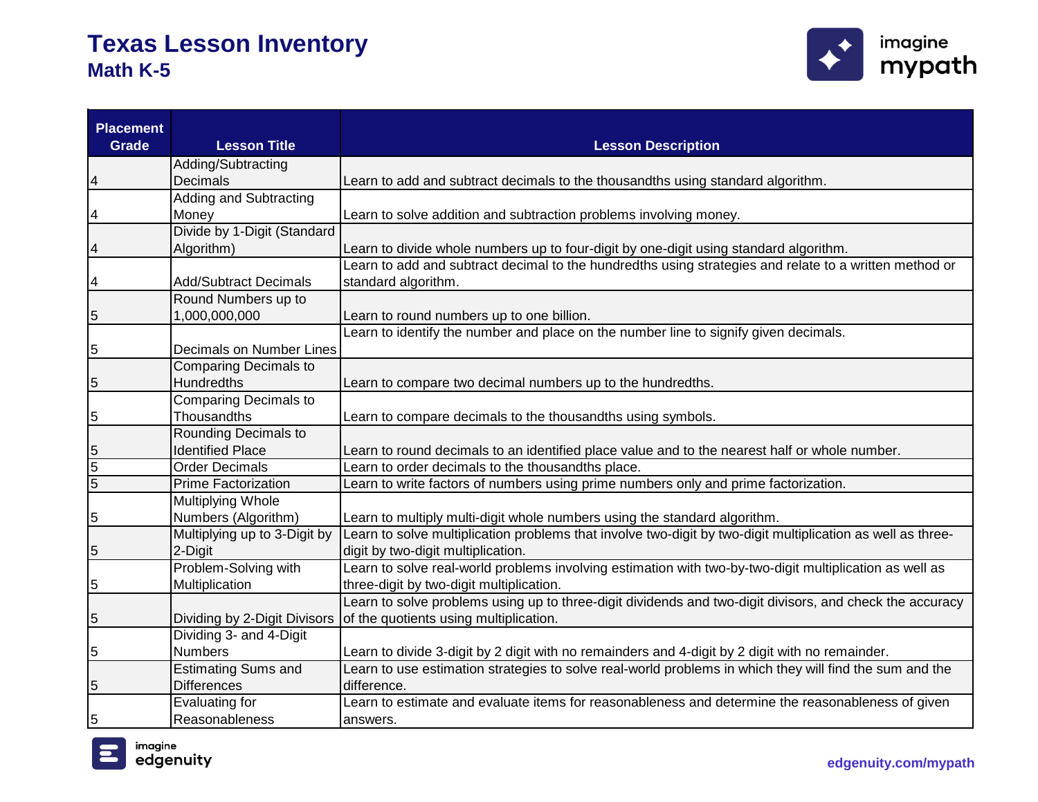# Texas Lesson Inventory

## Math K-5

| Placement Grade | Lesson Title | Lesson Description |
| --- | --- | --- |
| 4 | Adding/Subtracting Decimals | Learn to add and subtract decimals to the thousandths using standard algorithm. |
| 4 | Adding and Subtracting Money | Learn to solve addition and subtraction problems involving money. |
| 4 | Divide by 1-Digit (Standard Algorithm) | Learn to divide whole numbers up to four-digit by one-digit using standard algorithm. |
| 4 | Add/Subtract Decimals | Learn to add and subtract decimal to the hundredths using strategies and relate to a written method or standard algorithm. |
| 5 | Round Numbers up to 1,000,000,000 | Learn to round numbers up to one billion. |
| 5 | Decimals on Number Lines | Learn to identify the number and place on the number line to signify given decimals. |
| 5 | Comparing Decimals to Hundredths | Learn to compare two decimal numbers up to the hundredths. |
| 5 | Comparing Decimals to Thousandths | Learn to compare decimals to the thousandths using symbols. |
| 5 | Rounding Decimals to Identified Place | Learn to round decimals to an identified place value and to the nearest half or whole number. |
| 5 | Order Decimals | Learn to order decimals to the thousandths place. |
| 5 | Prime Factorization | Learn to write factors of numbers using prime numbers only and prime factorization. |
| 5 | Multiplying Whole Numbers (Algorithm) | Learn to multiply multi-digit whole numbers using the standard algorithm. |
| 5 | Multiplying up to 3-Digit by 2-Digit | Learn to solve multiplication problems that involve two-digit by two-digit multiplication as well as three-digit by two-digit multiplication. |
| 5 | Problem-Solving with Multiplication | Learn to solve real-world problems involving estimation with two-by-two-digit multiplication as well as three-digit by two-digit multiplication. |
| 5 | Dividing by 2-Digit Divisors | Learn to solve problems using up to three-digit dividends and two-digit divisors, and check the accuracy of the quotients using multiplication. |
| 5 | Dividing 3- and 4-Digit Numbers | Learn to divide 3-digit by 2 digit with no remainders and 4-digit by 2 digit with no remainder. |
| 5 | Estimating Sums and Differences | Learn to use estimation strategies to solve real-world problems in which they will find the sum and the difference. |
| 5 | Evaluating for Reasonableness | Learn to estimate and evaluate items for reasonableness and determine the reasonableness of given answers. |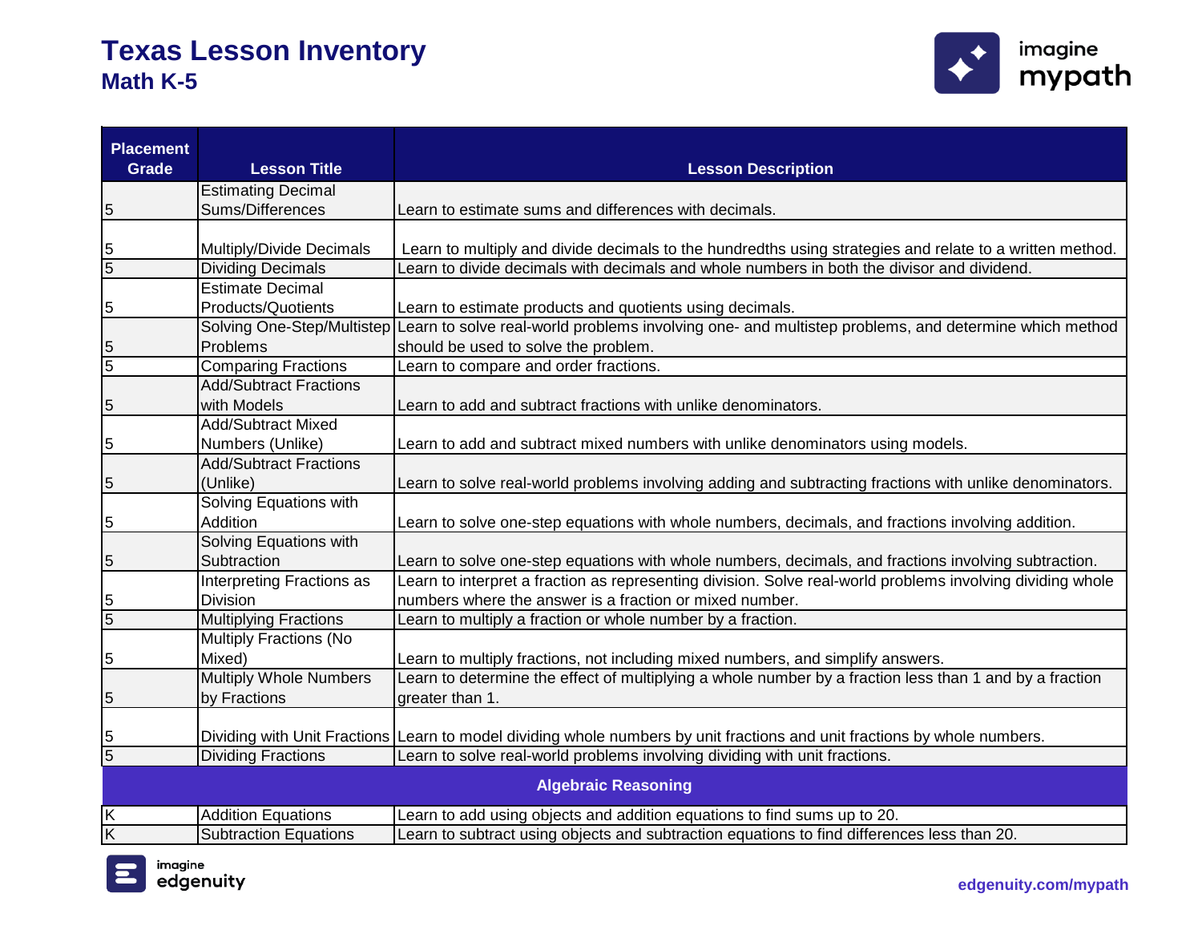# Texas Lesson Inventory

## Math K-5

| Placement Grade | Lesson Title | Lesson Description |
|---|---|---|
| 5 | Estimating Decimal Sums/Differences | Learn to estimate sums and differences with decimals. |
| 5 | Multiply/Divide Decimals | Learn to multiply and divide decimals to the hundredths using strategies and relate to a written method. |
| 5 | Dividing Decimals | Learn to divide decimals with decimals and whole numbers in both the divisor and dividend. |
| 5 | Estimate Decimal Products/Quotients | Learn to estimate products and quotients using decimals. |
| 5 | Solving One-Step/Multistep Problems | Learn to solve real-world problems involving one- and multistep problems, and determine which method should be used to solve the problem. |
| 5 | Comparing Fractions | Learn to compare and order fractions. |
| 5 | Add/Subtract Fractions with Models | Learn to add and subtract fractions with unlike denominators. |
| 5 | Add/Subtract Mixed Numbers (Unlike) | Learn to add and subtract mixed numbers with unlike denominators using models. |
| 5 | Add/Subtract Fractions (Unlike) | Learn to solve real-world problems involving adding and subtracting fractions with unlike denominators. |
| 5 | Solving Equations with Addition | Learn to solve one-step equations with whole numbers, decimals, and fractions involving addition. |
| 5 | Solving Equations with Subtraction | Learn to solve one-step equations with whole numbers, decimals, and fractions involving subtraction. |
| 5 | Interpreting Fractions as Division | Learn to interpret a fraction as representing division. Solve real-world problems involving dividing whole numbers where the answer is a fraction or mixed number. |
| 5 | Multiplying Fractions | Learn to multiply a fraction or whole number by a fraction. |
| 5 | Multiply Fractions (No Mixed) | Learn to multiply fractions, not including mixed numbers, and simplify answers. |
| 5 | Multiply Whole Numbers by Fractions | Learn to determine the effect of multiplying a whole number by a fraction less than 1 and by a fraction greater than 1. |
| 5 | Dividing with Unit Fractions | Learn to model dividing whole numbers by unit fractions and unit fractions by whole numbers. |
| 5 | Dividing Fractions | Learn to solve real-world problems involving dividing with unit fractions. |
| **Algebraic Reasoning** | | |
| K | Addition Equations | Learn to add using objects and addition equations to find sums up to 20. |
| K | Subtraction Equations | Learn to subtract using objects and subtraction equations to find differences less than 20. |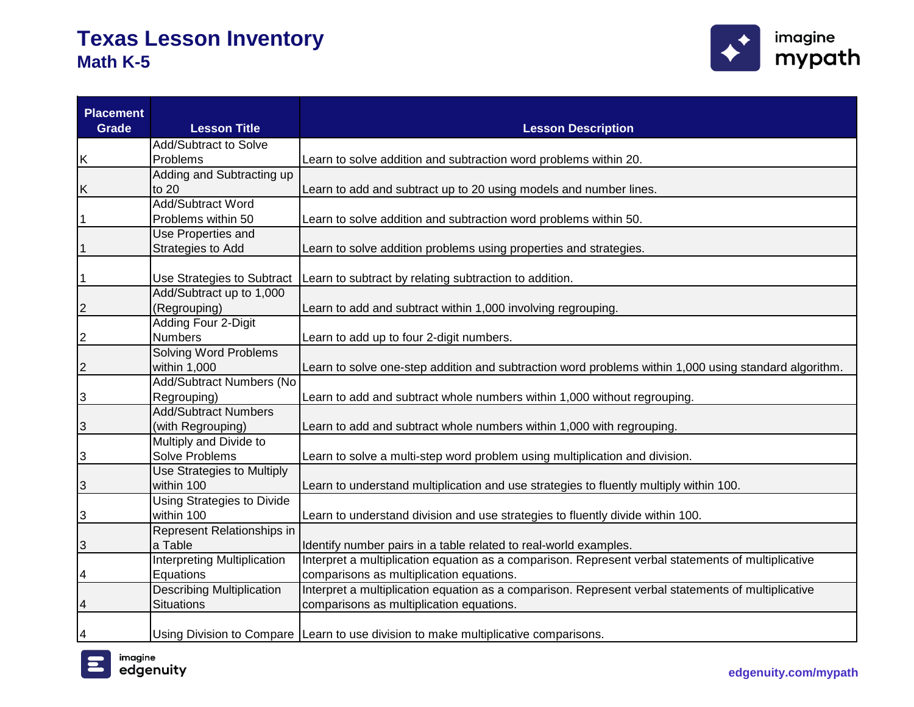# Texas Lesson Inventory

## Math K-5

| Placement Grade | Lesson Title | Lesson Description |
|---|---|---|
| K | Add/Subtract to Solve Problems | Learn to solve addition and subtraction word problems within 20. |
| K | Adding and Subtracting up to 20 | Learn to add and subtract up to 20 using models and number lines. |
| 1 | Add/Subtract Word Problems within 50 | Learn to solve addition and subtraction word problems within 50. |
| 1 | Use Properties and Strategies to Add | Learn to solve addition problems using properties and strategies. |
| 1 | Use Strategies to Subtract | Learn to subtract by relating subtraction to addition. |
| 2 | Add/Subtract up to 1,000 (Regrouping) | Learn to add and subtract within 1,000 involving regrouping. |
| 2 | Adding Four 2-Digit Numbers | Learn to add up to four 2-digit numbers. |
| 2 | Solving Word Problems within 1,000 | Learn to solve one-step addition and subtraction word problems within 1,000 using standard algorithm. |
| 3 | Add/Subtract Numbers (No Regrouping) | Learn to add and subtract whole numbers within 1,000 without regrouping. |
| 3 | Add/Subtract Numbers (with Regrouping) | Learn to add and subtract whole numbers within 1,000 with regrouping. |
| 3 | Multiply and Divide to Solve Problems | Learn to solve a multi-step word problem using multiplication and division. |
| 3 | Use Strategies to Multiply within 100 | Learn to understand multiplication and use strategies to fluently multiply within 100. |
| 3 | Using Strategies to Divide within 100 | Learn to understand division and use strategies to fluently divide within 100. |
| 3 | Represent Relationships in a Table | Identify number pairs in a table related to real-world examples. |
| 4 | Interpreting Multiplication Equations | Interpret a multiplication equation as a comparison. Represent verbal statements of multiplicative comparisons as multiplication equations. |
| 4 | Describing Multiplication Situations | Interpret a multiplication equation as a comparison. Represent verbal statements of multiplicative comparisons as multiplication equations. |
| 4 | Using Division to Compare | Learn to use division to make multiplicative comparisons. |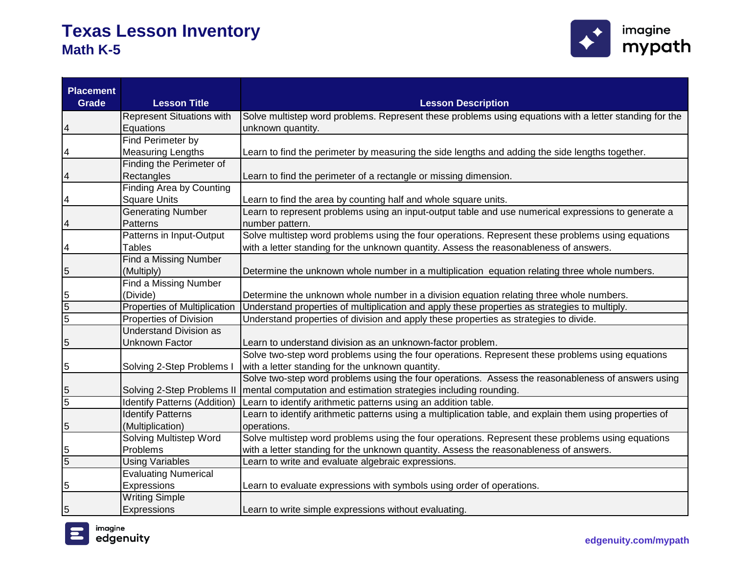# Texas Lesson Inventory
## Math K-5

| Placement Grade | Lesson Title | Lesson Description |
|---|---|---|
| 4 | Represent Situations with Equations | Solve multistep word problems. Represent these problems using equations with a letter standing for the unknown quantity. |
| 4 | Find Perimeter by Measuring Lengths | Learn to find the perimeter by measuring the side lengths and adding the side lengths together. |
| 4 | Finding the Perimeter of Rectangles | Learn to find the perimeter of a rectangle or missing dimension. |
| 4 | Finding Area by Counting Square Units | Learn to find the area by counting half and whole square units. |
| 4 | Generating Number Patterns | Learn to represent problems using an input-output table and use numerical expressions to generate a number pattern. |
| 4 | Patterns in Input-Output Tables | Solve multistep word problems using the four operations. Represent these problems using equations with a letter standing for the unknown quantity. Assess the reasonableness of answers. |
| 5 | Find a Missing Number (Multiply) | Determine the unknown whole number in a multiplication equation relating three whole numbers. |
| 5 | Find a Missing Number (Divide) | Determine the unknown whole number in a division equation relating three whole numbers. |
| 5 | Properties of Multiplication | Understand properties of multiplication and apply these properties as strategies to multiply. |
| 5 | Properties of Division | Understand properties of division and apply these properties as strategies to divide. |
| 5 | Understand Division as Unknown Factor | Learn to understand division as an unknown-factor problem. |
| 5 | Solving 2-Step Problems I | Solve two-step word problems using the four operations. Represent these problems using equations with a letter standing for the unknown quantity. |
| 5 | Solving 2-Step Problems II | Solve two-step word problems using the four operations. Assess the reasonableness of answers using mental computation and estimation strategies including rounding. |
| 5 | Identify Patterns (Addition) | Learn to identify arithmetic patterns using an addition table. |
| 5 | Identify Patterns (Multiplication) | Learn to identify arithmetic patterns using a multiplication table, and explain them using properties of operations. |
| 5 | Solving Multistep Word Problems | Solve multistep word problems using the four operations. Represent these problems using equations with a letter standing for the unknown quantity. Assess the reasonableness of answers. |
| 5 | Using Variables | Learn to write and evaluate algebraic expressions. |
| 5 | Evaluating Numerical Expressions | Learn to evaluate expressions with symbols using order of operations. |
| 5 | Writing Simple Expressions | Learn to write simple expressions without evaluating. |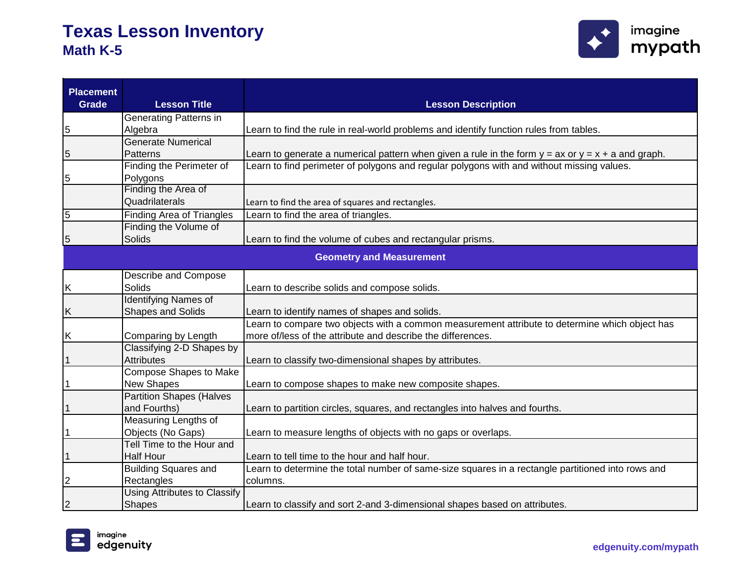# Texas Lesson Inventory
## Math K-5

| Placement Grade | Lesson Title | Lesson Description |
|---|---|---|
| 5 | Generating Patterns in Algebra | Learn to find the rule in real-world problems and identify function rules from tables. |
| 5 | Generate Numerical Patterns | Learn to generate a numerical pattern when given a rule in the form y = ax or y = x + a and graph. |
| 5 | Finding the Perimeter of Polygons | Learn to find perimeter of polygons and regular polygons with and without missing values. |
| | Finding the Area of Quadrilaterals | Learn to find the area of squares and rectangles. |
| 5 | Finding Area of Triangles | Learn to find the area of triangles. |
| 5 | Finding the Volume of Solids | Learn to find the volume of cubes and rectangular prisms. |
| **Geometry and Measurement** | | |
| K | Describe and Compose Solids | Learn to describe solids and compose solids. |
| K | Identifying Names of Shapes and Solids | Learn to identify names of shapes and solids. |
| K | Comparing by Length | Learn to compare two objects with a common measurement attribute to determine which object has more of/less of the attribute and describe the differences. |
| 1 | Classifying 2-D Shapes by Attributes | Learn to classify two-dimensional shapes by attributes. |
| 1 | Compose Shapes to Make New Shapes | Learn to compose shapes to make new composite shapes. |
| 1 | Partition Shapes (Halves and Fourths) | Learn to partition circles, squares, and rectangles into halves and fourths. |
| 1 | Measuring Lengths of Objects (No Gaps) | Learn to measure lengths of objects with no gaps or overlaps. |
| 1 | Tell Time to the Hour and Half Hour | Learn to tell time to the hour and half hour. |
| 2 | Building Squares and Rectangles | Learn to determine the total number of same-size squares in a rectangle partitioned into rows and columns. |
| 2 | Using Attributes to Classify Shapes | Learn to classify and sort 2-and 3-dimensional shapes based on attributes. |

edgenuity.com/mypath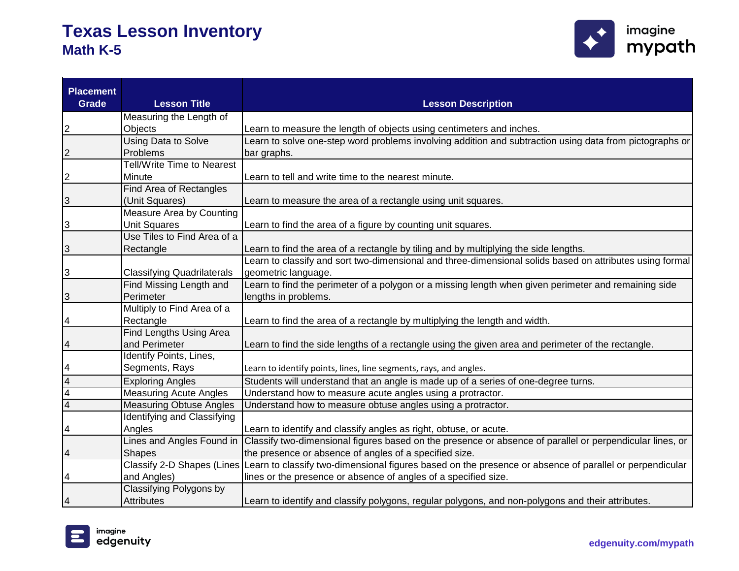# Texas Lesson Inventory
## Math K-5

| Placement Grade | Lesson Title | Lesson Description |
|---|---|---|
| 2 | Measuring the Length of Objects | Learn to measure the length of objects using centimeters and inches. |
| 2 | Using Data to Solve Problems | Learn to solve one-step word problems involving addition and subtraction using data from pictographs or bar graphs. |
| 2 | Tell/Write Time to Nearest Minute | Learn to tell and write time to the nearest minute. |
| 3 | Find Area of Rectangles (Unit Squares) | Learn to measure the area of a rectangle using unit squares. |
| 3 | Measure Area by Counting Unit Squares | Learn to find the area of a figure by counting unit squares. |
| 3 | Use Tiles to Find Area of a Rectangle | Learn to find the area of a rectangle by tiling and by multiplying the side lengths. |
| 3 | Classifying Quadrilaterals | Learn to classify and sort two-dimensional and three-dimensional solids based on attributes using formal geometric language. |
| 3 | Find Missing Length and Perimeter | Learn to find the perimeter of a polygon or a missing length when given perimeter and remaining side lengths in problems. |
| 4 | Multiply to Find Area of a Rectangle | Learn to find the area of a rectangle by multiplying the length and width. |
| 4 | Find Lengths Using Area and Perimeter | Learn to find the side lengths of a rectangle using the given area and perimeter of the rectangle. |
| 4 | Identify Points, Lines, Segments, Rays | Learn to identify points, lines, line segments, rays, and angles. |
| 4 | Exploring Angles | Students will understand that an angle is made up of a series of one-degree turns. |
| 4 | Measuring Acute Angles | Understand how to measure acute angles using a protractor. |
| 4 | Measuring Obtuse Angles | Understand how to measure obtuse angles using a protractor. |
| 4 | Identifying and Classifying Angles | Learn to identify and classify angles as right, obtuse, or acute. |
| 4 | Lines and Angles Found in Shapes | Classify two-dimensional figures based on the presence or absence of parallel or perpendicular lines, or the presence or absence of angles of a specified size. |
| 4 | Classify 2-D Shapes (Lines and Angles) | Learn to classify two-dimensional figures based on the presence or absence of parallel or perpendicular lines or the presence or absence of angles of a specified size. |
| 4 | Classifying Polygons by Attributes | Learn to identify and classify polygons, regular polygons, and non-polygons and their attributes. |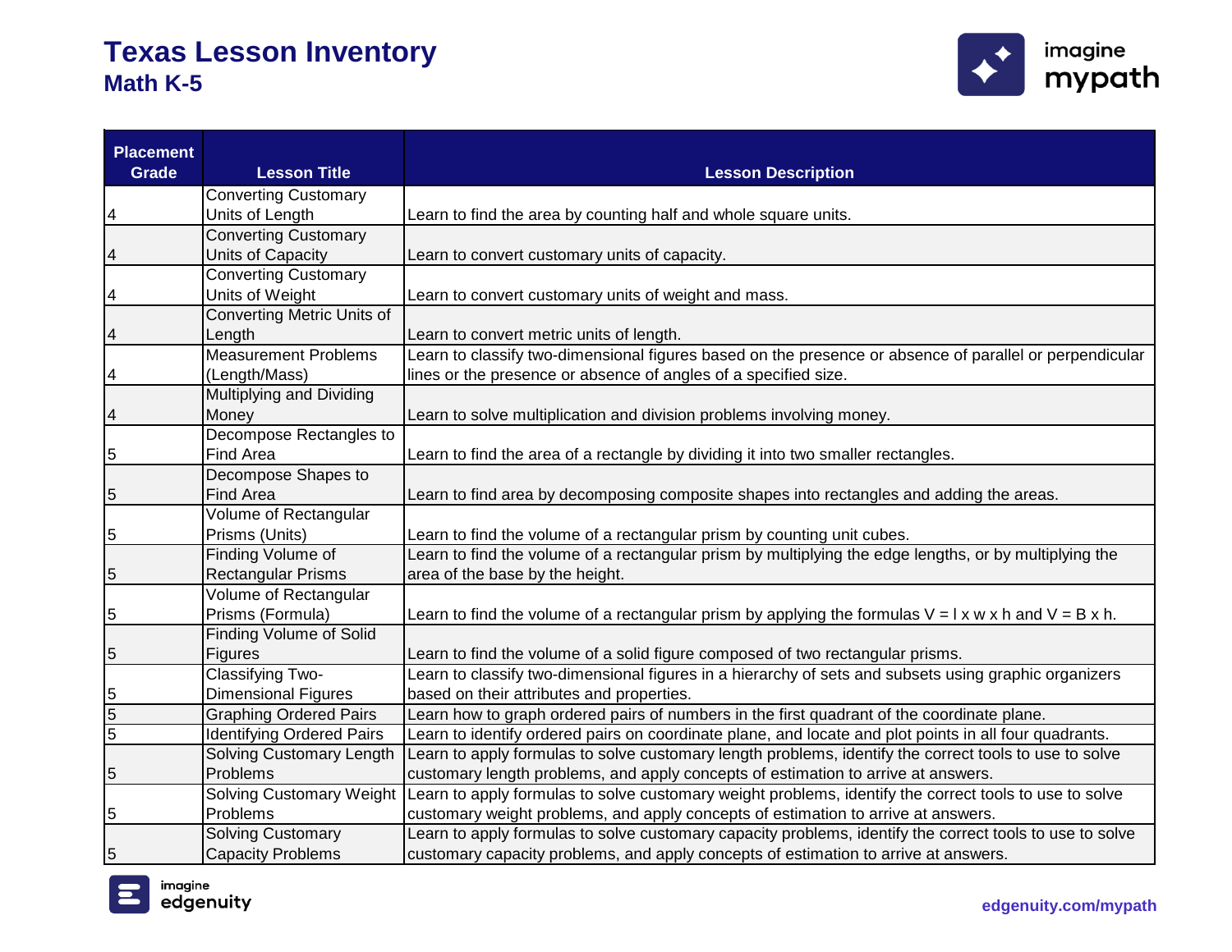# Texas Lesson Inventory
## Math K-5

| Placement Grade | Lesson Title | Lesson Description |
|---|---|---|
| 4 | Converting Customary Units of Length | Learn to find the area by counting half and whole square units. |
| 4 | Converting Customary Units of Capacity | Learn to convert customary units of capacity. |
| 4 | Converting Customary Units of Weight | Learn to convert customary units of weight and mass. |
| 4 | Converting Metric Units of Length | Learn to convert metric units of length. |
| 4 | Measurement Problems (Length/Mass) | Learn to classify two-dimensional figures based on the presence or absence of parallel or perpendicular lines or the presence or absence of angles of a specified size. |
| 4 | Multiplying and Dividing Money | Learn to solve multiplication and division problems involving money. |
| 5 | Decompose Rectangles to Find Area | Learn to find the area of a rectangle by dividing it into two smaller rectangles. |
| 5 | Decompose Shapes to Find Area | Learn to find area by decomposing composite shapes into rectangles and adding the areas. |
| 5 | Volume of Rectangular Prisms (Units) | Learn to find the volume of a rectangular prism by counting unit cubes. |
| 5 | Finding Volume of Rectangular Prisms | Learn to find the volume of a rectangular prism by multiplying the edge lengths, or by multiplying the area of the base by the height. |
| 5 | Volume of Rectangular Prisms (Formula) | Learn to find the volume of a rectangular prism by applying the formulas $V = l \times w \times h$ and $V = B \times h$. |
| 5 | Finding Volume of Solid Figures | Learn to find the volume of a solid figure composed of two rectangular prisms. |
| 5 | Classifying Two-Dimensional Figures | Learn to classify two-dimensional figures in a hierarchy of sets and subsets using graphic organizers based on their attributes and properties. |
| 5 | Graphing Ordered Pairs | Learn how to graph ordered pairs of numbers in the first quadrant of the coordinate plane. |
| 5 | Identifying Ordered Pairs | Learn to identify ordered pairs on coordinate plane, and locate and plot points in all four quadrants. |
| 5 | Solving Customary Length Problems | Learn to apply formulas to solve customary length problems, identify the correct tools to use to solve customary length problems, and apply concepts of estimation to arrive at answers. |
| 5 | Solving Customary Weight Problems | Learn to apply formulas to solve customary weight problems, identify the correct tools to use to solve customary weight problems, and apply concepts of estimation to arrive at answers. |
| 5 | Solving Customary Capacity Problems | Learn to apply formulas to solve customary capacity problems, identify the correct tools to use to solve customary capacity problems, and apply concepts of estimation to arrive at answers. |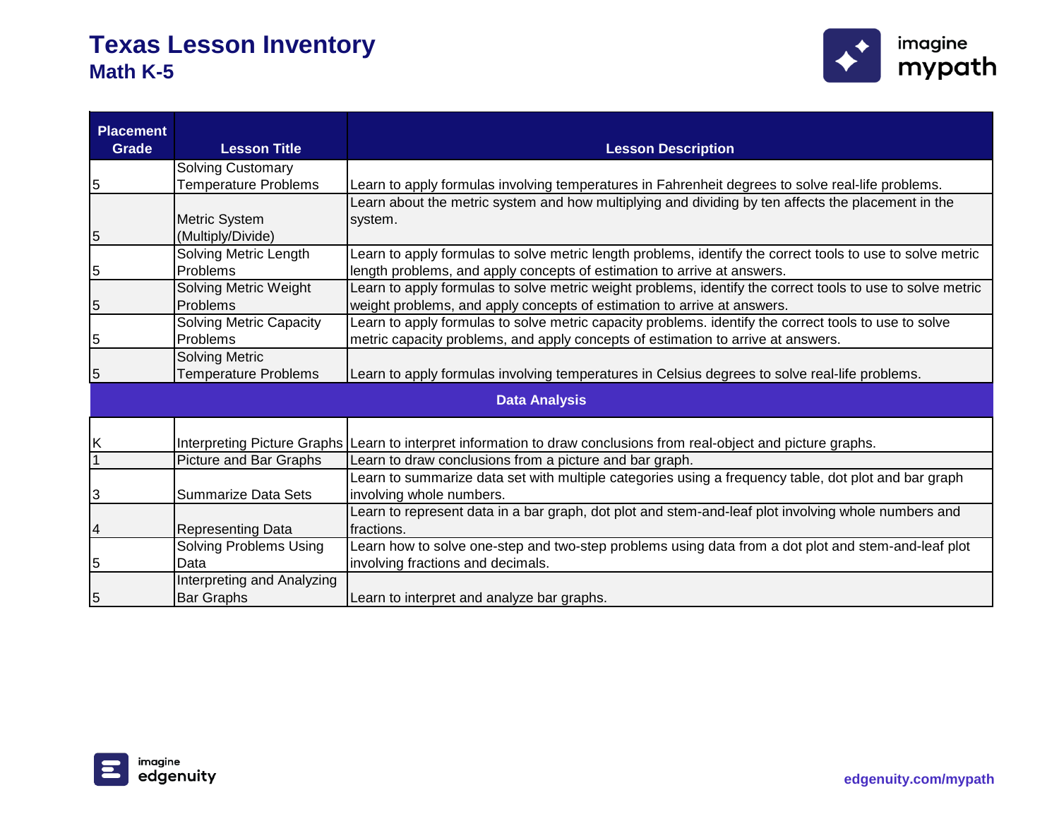# Texas Lesson Inventory

## Math K-5

| Placement Grade | Lesson Title | Lesson Description |
|---|---|---|
| 5 | Solving Customary Temperature Problems | Learn to apply formulas involving temperatures in Fahrenheit degrees to solve real-life problems. |
| 5 | Metric System (Multiply/Divide) | Learn about the metric system and how multiplying and dividing by ten affects the placement in the system. |
| 5 | Solving Metric Length Problems | Learn to apply formulas to solve metric length problems, identify the correct tools to use to solve metric length problems, and apply concepts of estimation to arrive at answers. |
| 5 | Solving Metric Weight Problems | Learn to apply formulas to solve metric weight problems, identify the correct tools to use to solve metric weight problems, and apply concepts of estimation to arrive at answers. |
| 5 | Solving Metric Capacity Problems | Learn to apply formulas to solve metric capacity problems. identify the correct tools to use to solve metric capacity problems, and apply concepts of estimation to arrive at answers. |
| 5 | Solving Metric Temperature Problems | Learn to apply formulas involving temperatures in Celsius degrees to solve real-life problems. |
| **Data Analysis** | | |
| K | Interpreting Picture Graphs | Learn to interpret information to draw conclusions from real-object and picture graphs. |
| 1 | Picture and Bar Graphs | Learn to draw conclusions from a picture and bar graph. |
| 3 | Summarize Data Sets | Learn to summarize data set with multiple categories using a frequency table, dot plot and bar graph involving whole numbers. |
| 4 | Representing Data | Learn to represent data in a bar graph, dot plot and stem-and-leaf plot involving whole numbers and fractions. |
| 5 | Solving Problems Using Data | Learn how to solve one-step and two-step problems using data from a dot plot and stem-and-leaf plot involving fractions and decimals. |
| 5 | Interpreting and Analyzing Bar Graphs | Learn to interpret and analyze bar graphs. |